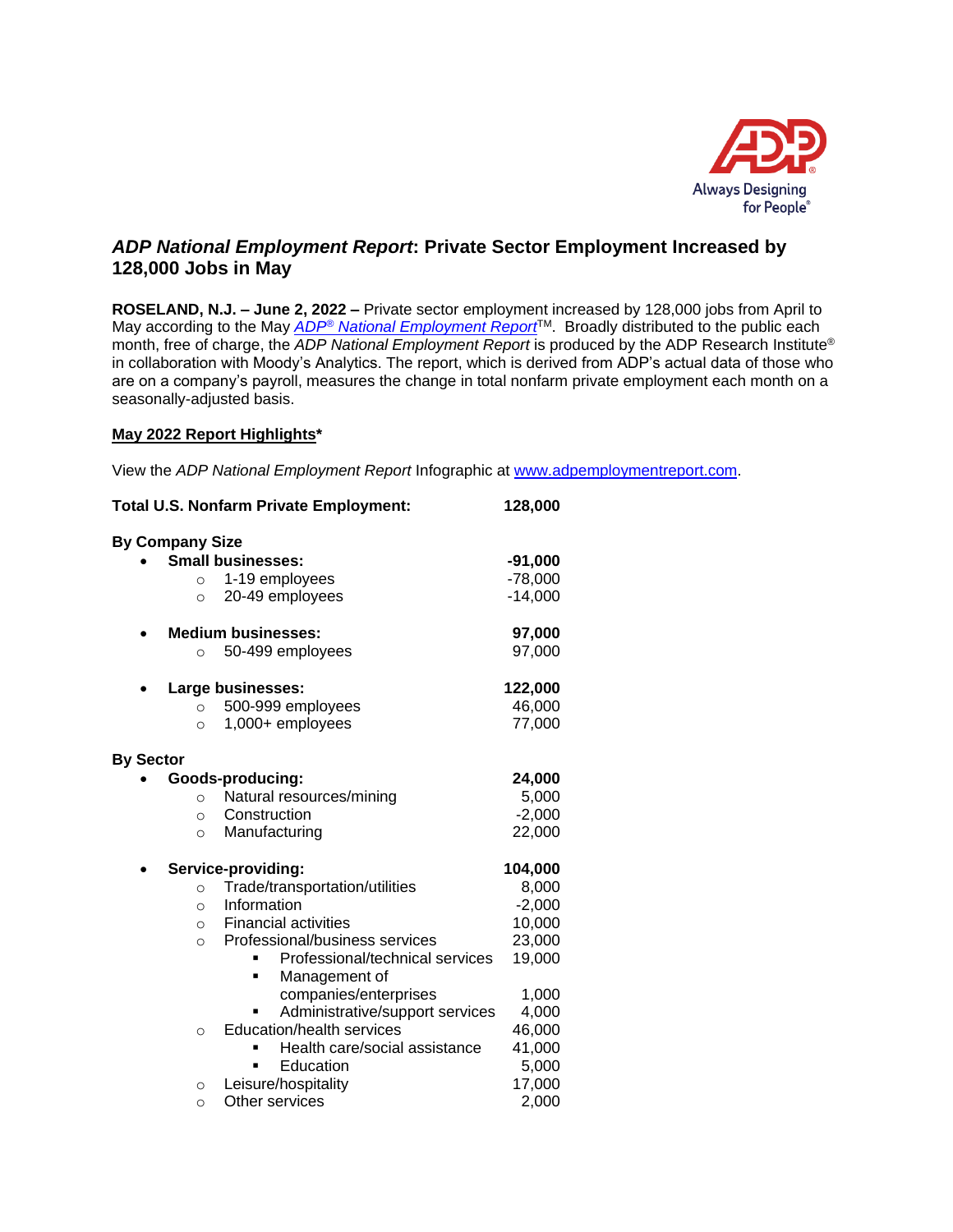# *ADP National Employment Report*: Private Sector Employment Increased by 128,000 Jobs in May

**ROSELAND, N.J. – June 2, 2022 –** Private sector employment increased by 128,000 jobs from April to May according to the May *ADP® National Employment Report*™. Broadly distributed to the public each month, free of charge, the *ADP National Employment Report* is produced by the ADP Research Institute® in collaboration with Moody's Analytics. The report, which is derived from ADP's actual data of those who are on a company's payroll, measures the change in total nonfarm private employment each month on a seasonally-adjusted basis.

**May 2022 Report Highlights***

View the *ADP National Employment Report* Infographic at www.adpemploymentreport.com.

**Total U.S. Nonfarm Private Employment: 128,000**

**By Company Size**

- **Small businesses: -91,000**
  - 1-19 employees: -78,000
  - 20-49 employees: -14,000
- **Medium businesses: 97,000**
  - 50-499 employees: 97,000
- **Large businesses: 122,000**
  - 500-999 employees: 46,000
  - 1,000+ employees: 77,000

**By Sector**

- **Goods-producing: 24,000**
  - Natural resources/mining: 5,000
  - Construction: -2,000
  - Manufacturing: 22,000
- **Service-providing: 104,000**
  - Trade/transportation/utilities: 8,000
  - Information: -2,000
  - Financial activities: 10,000
  - Professional/business services: 23,000
    - Professional/technical services: 19,000
    - Management of companies/enterprises: 1,000
    - Administrative/support services: 4,000
  - Education/health services: 46,000
    - Health care/social assistance: 41,000
    - Education: 5,000
  - Leisure/hospitality: 17,000
  - Other services: 2,000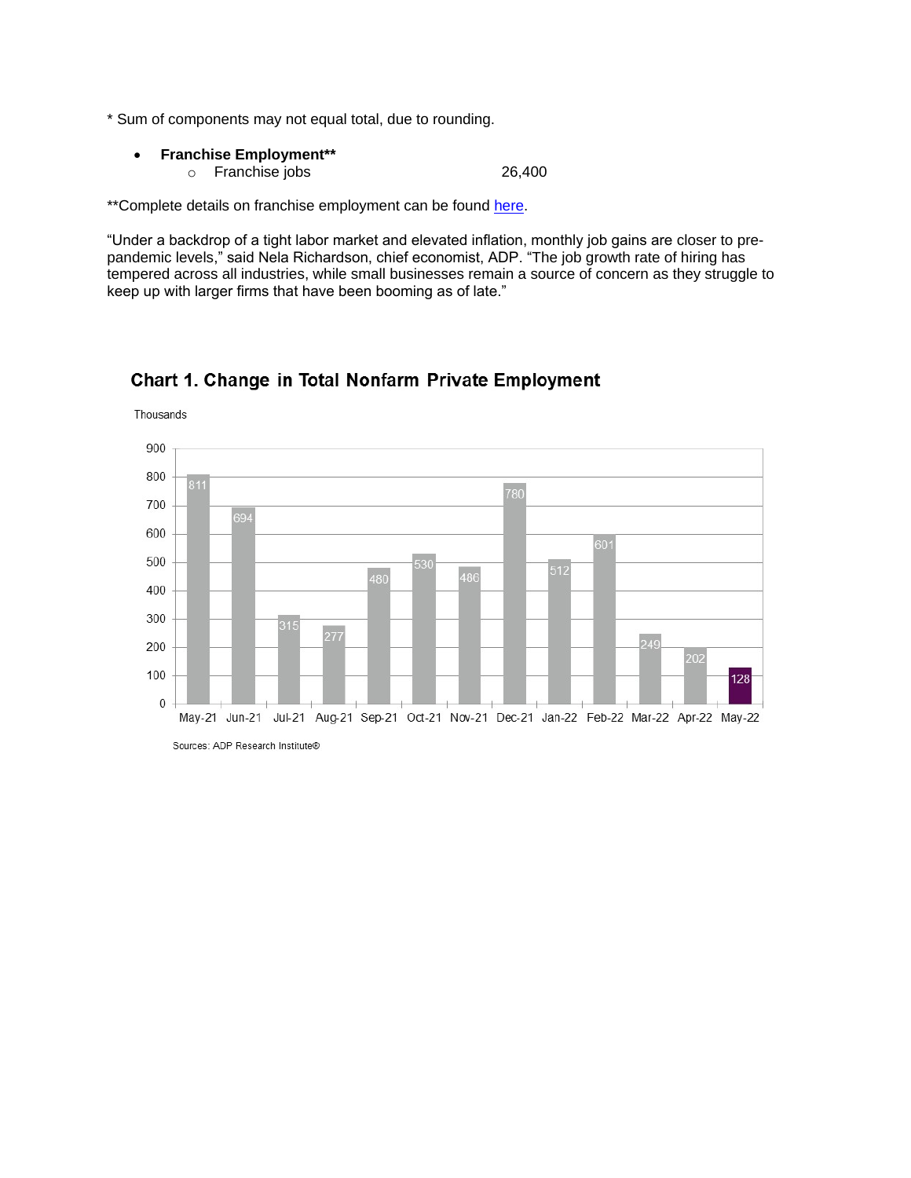* Sum of components may not equal total, due to rounding.

- **Franchise Employment****
  - Franchise jobs 26,400

**Complete details on franchise employment can be found [here]().

"Under a backdrop of a tight labor market and elevated inflation, monthly job gains are closer to pre-pandemic levels," said Nela Richardson, chief economist, ADP. "The job growth rate of hiring has tempered across all industries, while small businesses remain a source of concern as they struggle to keep up with larger firms that have been booming as of late."

### Chart 1. Change in Total Nonfarm Private Employment

Thousands

| Month | Change (Thousands) |
|---|---|
| May-21 | 811 |
| Jun-21 | 694 |
| Jul-21 | 315 |
| Aug-21 | 277 |
| Sep-21 | 480 |
| Oct-21 | 530 |
| Nov-21 | 486 |
| Dec-21 | 780 |
| Jan-22 | 512 |
| Feb-22 | 601 |
| Mar-22 | 249 |
| Apr-22 | 202 |
| May-22 | 128 |

Sources: ADP Research Institute©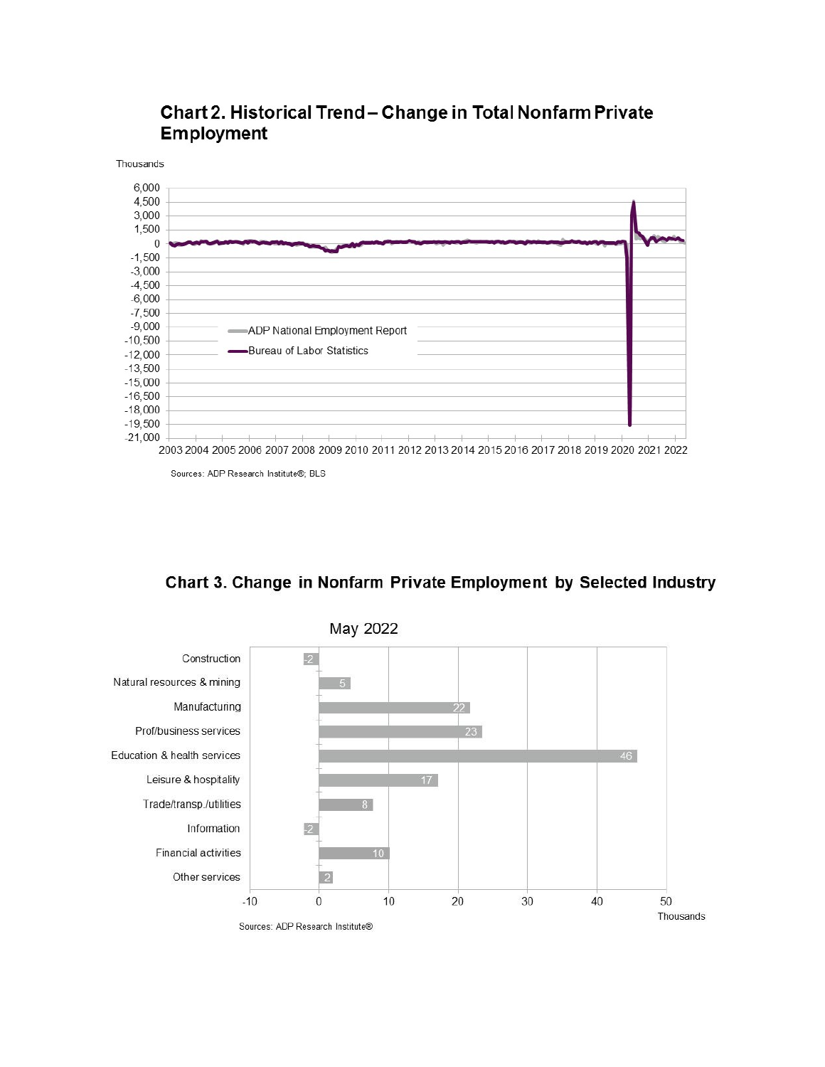## Chart 2. Historical Trend – Change in Total Nonfarm Private Employment

Thousands

Legend: ADP National Employment Report; Bureau of Labor Statistics

Sources: ADP Research Institute®; BLS

## Chart 3. Change in Nonfarm Private Employment by Selected Industry

May 2022

| Industry | Thousands |
|---|---|
| Construction | -2 |
| Natural resources & mining | 5 |
| Manufacturing | 22 |
| Prof/business services | 23 |
| Education & health services | 46 |
| Leisure & hospitality | 17 |
| Trade/transp./utilities | 8 |
| Information | -2 |
| Financial activities | 10 |
| Other services | 2 |

Sources: ADP Research Institute®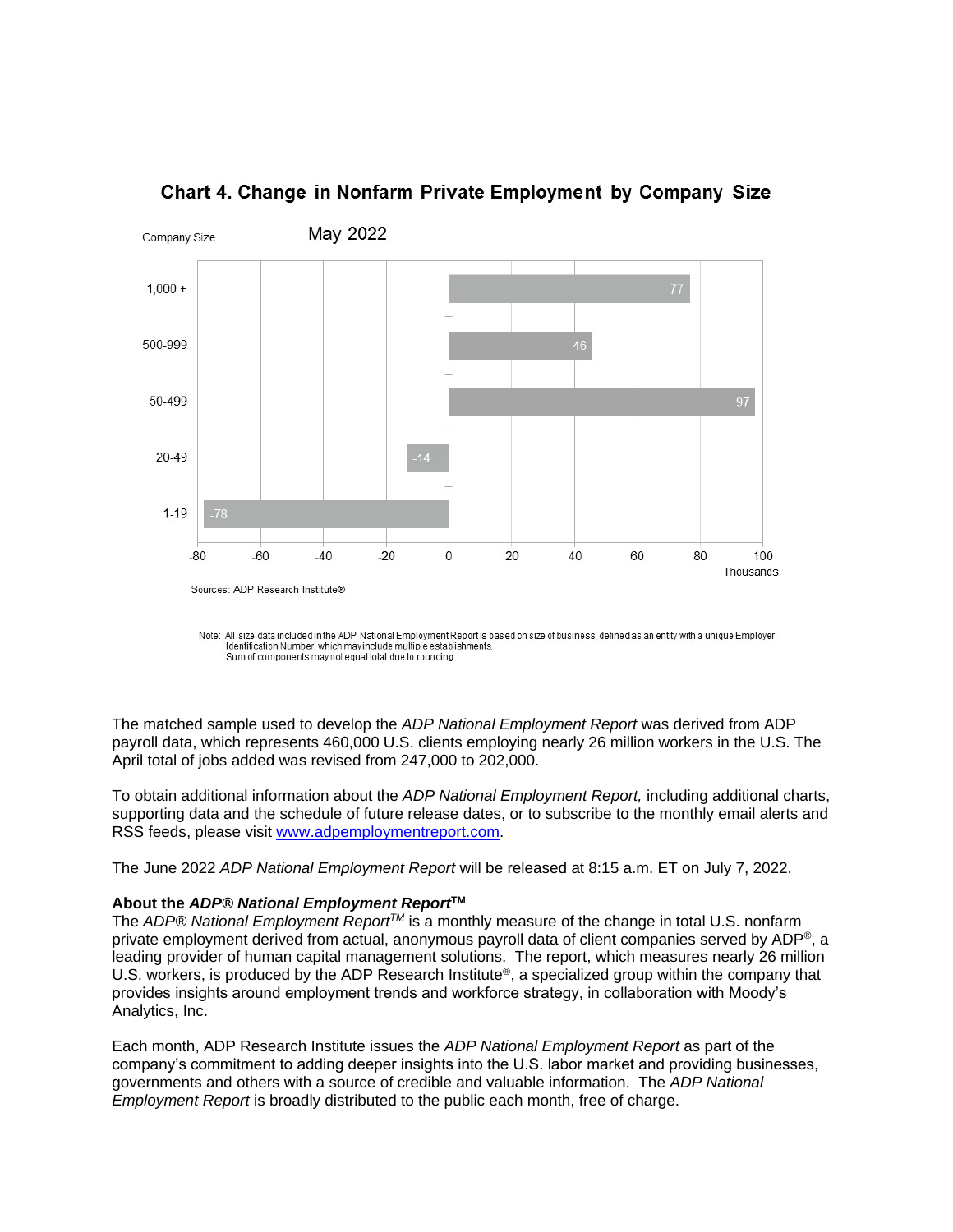**Chart 4. Change in Nonfarm Private Employment by Company Size**

May 2022

| Company Size | Change (Thousands) |
|---|---|
| 1,000 + | 77 |
| 500-999 | 46 |
| 50-499 | 97 |
| 20-49 | -14 |
| 1-19 | -78 |

Sources: ADP Research Institute®

Note: All size data included in the ADP National Employment Report is based on size of business, defined as an entity with a unique Employer Identification Number, which may include multiple establishments.
Sum of components may not equal total due to rounding.

The matched sample used to develop the *ADP National Employment Report* was derived from ADP payroll data, which represents 460,000 U.S. clients employing nearly 26 million workers in the U.S. The April total of jobs added was revised from 247,000 to 202,000.

To obtain additional information about the *ADP National Employment Report,* including additional charts, supporting data and the schedule of future release dates, or to subscribe to the monthly email alerts and RSS feeds, please visit www.adpemploymentreport.com.

The June 2022 *ADP National Employment Report* will be released at 8:15 a.m. ET on July 7, 2022.

**About the *ADP® National Employment Report*™**

The *ADP® National Employment Report™* is a monthly measure of the change in total U.S. nonfarm private employment derived from actual, anonymous payroll data of client companies served by ADP®, a leading provider of human capital management solutions. The report, which measures nearly 26 million U.S. workers, is produced by the ADP Research Institute®, a specialized group within the company that provides insights around employment trends and workforce strategy, in collaboration with Moody's Analytics, Inc.

Each month, ADP Research Institute issues the *ADP National Employment Report* as part of the company's commitment to adding deeper insights into the U.S. labor market and providing businesses, governments and others with a source of credible and valuable information. The *ADP National Employment Report* is broadly distributed to the public each month, free of charge.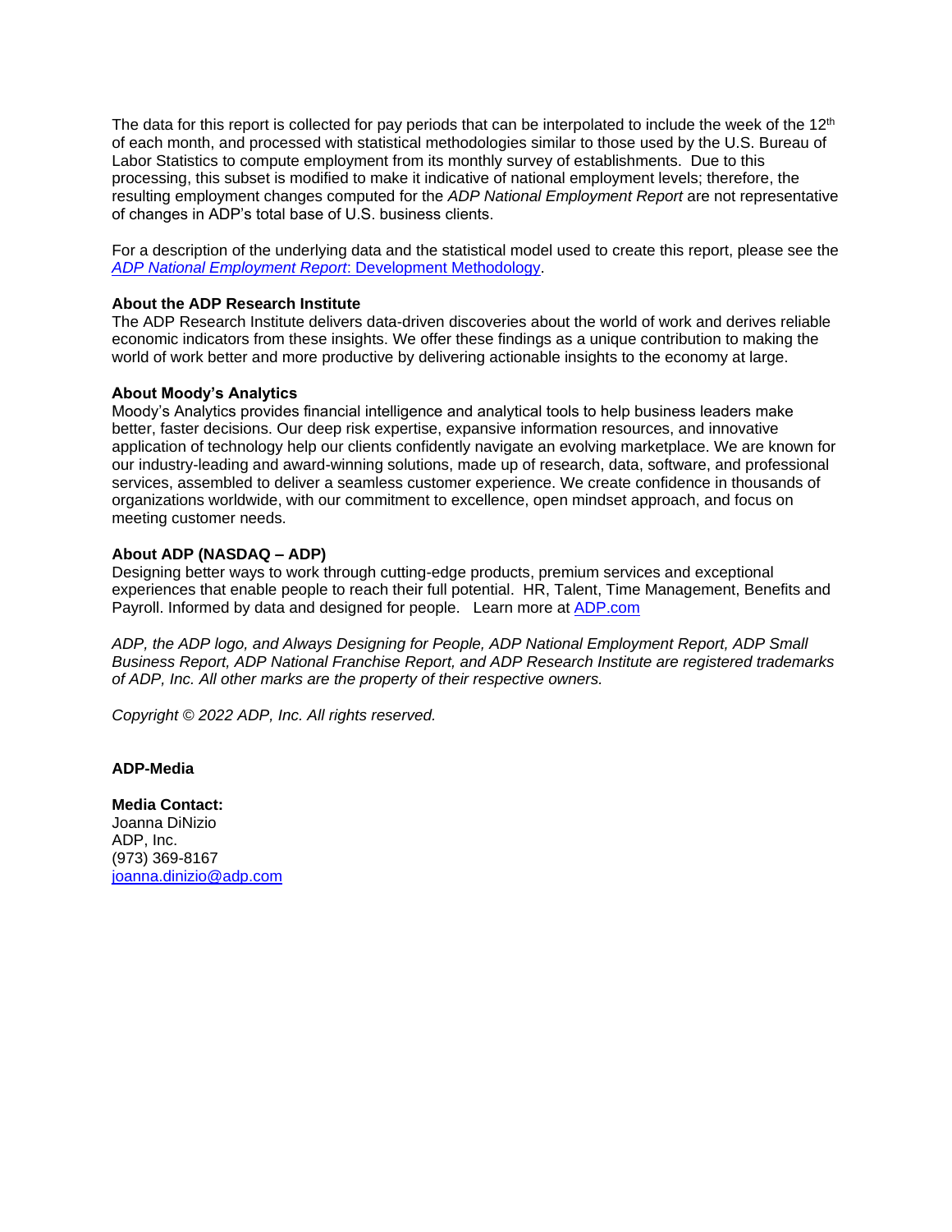The data for this report is collected for pay periods that can be interpolated to include the week of the 12th of each month, and processed with statistical methodologies similar to those used by the U.S. Bureau of Labor Statistics to compute employment from its monthly survey of establishments. Due to this processing, this subset is modified to make it indicative of national employment levels; therefore, the resulting employment changes computed for the *ADP National Employment Report* are not representative of changes in ADP's total base of U.S. business clients.

For a description of the underlying data and the statistical model used to create this report, please see the [*ADP National Employment Report*: Development Methodology](#).

**About the ADP Research Institute**
The ADP Research Institute delivers data-driven discoveries about the world of work and derives reliable economic indicators from these insights. We offer these findings as a unique contribution to making the world of work better and more productive by delivering actionable insights to the economy at large.

**About Moody's Analytics**
Moody's Analytics provides financial intelligence and analytical tools to help business leaders make better, faster decisions. Our deep risk expertise, expansive information resources, and innovative application of technology help our clients confidently navigate an evolving marketplace. We are known for our industry-leading and award-winning solutions, made up of research, data, software, and professional services, assembled to deliver a seamless customer experience. We create confidence in thousands of organizations worldwide, with our commitment to excellence, open mindset approach, and focus on meeting customer needs.

**About ADP (NASDAQ – ADP)**
Designing better ways to work through cutting-edge products, premium services and exceptional experiences that enable people to reach their full potential. HR, Talent, Time Management, Benefits and Payroll. Informed by data and designed for people. Learn more at [ADP.com](#)

*ADP, the ADP logo, and Always Designing for People, ADP National Employment Report, ADP Small Business Report, ADP National Franchise Report, and ADP Research Institute are registered trademarks of ADP, Inc. All other marks are the property of their respective owners.*

*Copyright © 2022 ADP, Inc. All rights reserved.*

**ADP-Media**

**Media Contact:**
Joanna DiNizio
ADP, Inc.
(973) 369-8167
joanna.dinizio@adp.com